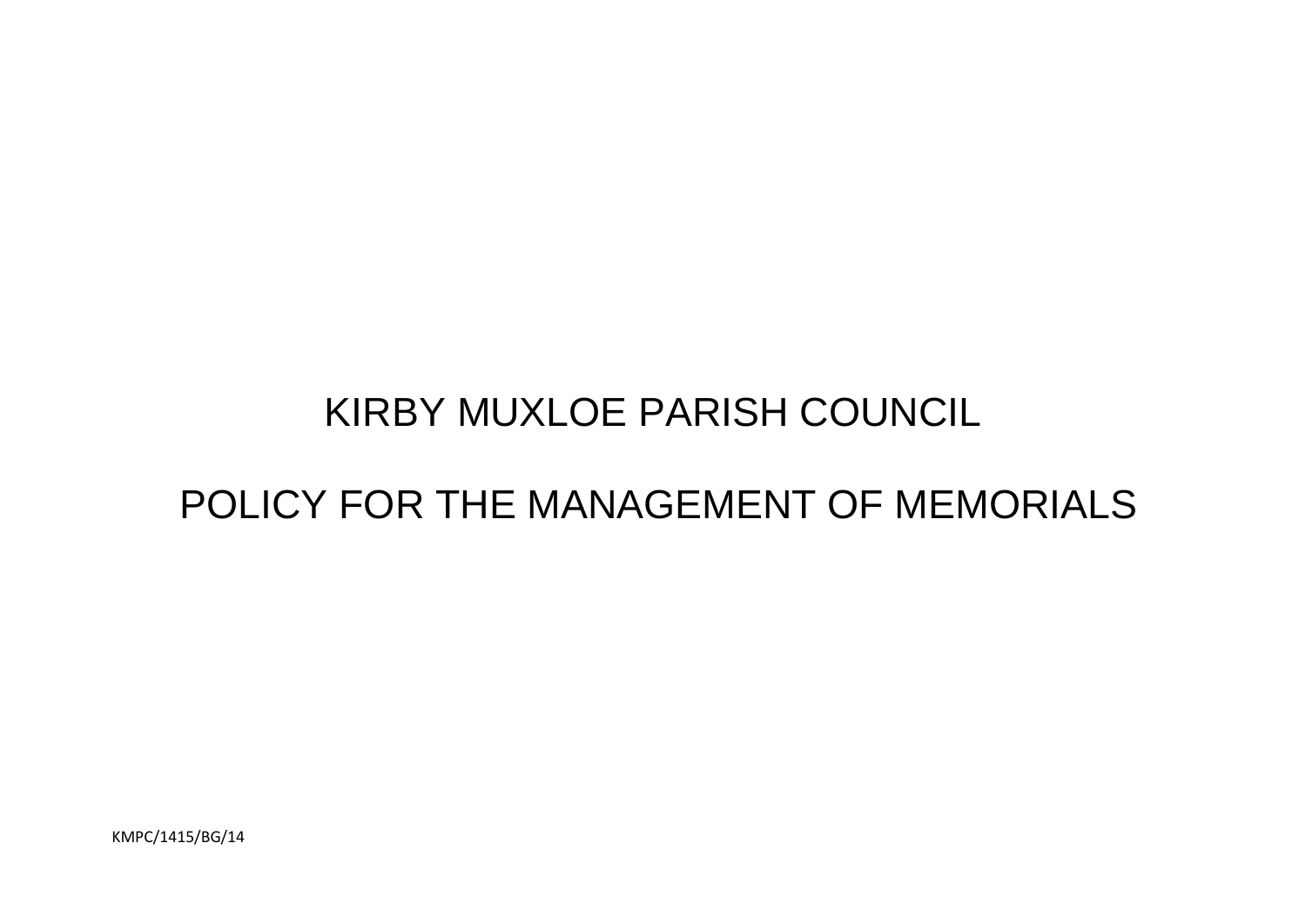# KIRBY MUXLOE PARISH COUNCIL

# POLICY FOR THE MANAGEMENT OF MEMORIALS

KMPC/1415/BG/14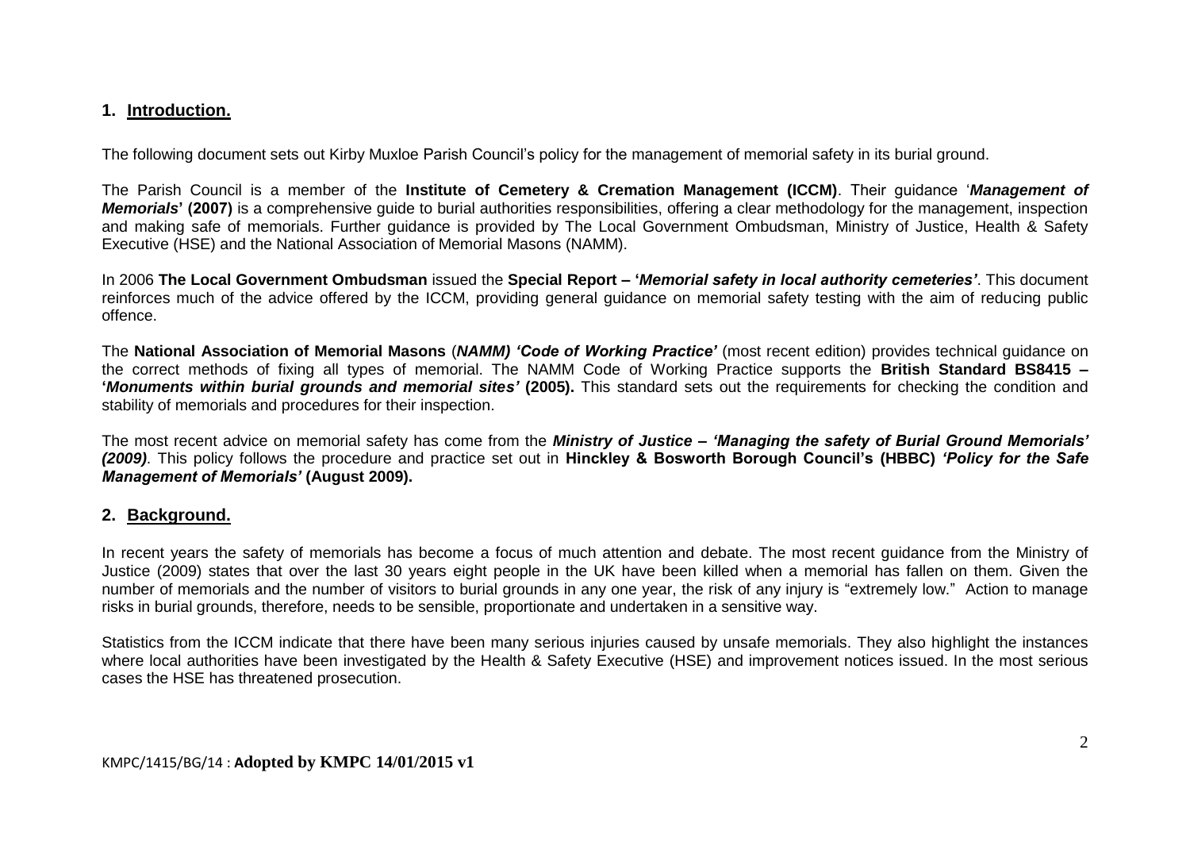## 1. Introduction.

The following document sets out Kirby Muxloe Parish Council's policy for the management of memorial safety in its burial ground.

The Parish Council is a member of the **Institute of Cemetery & Cremation Management (ICCM)**. Their guidance '***Management of Memorials*' (2007)** is a comprehensive guide to burial authorities responsibilities, offering a clear methodology for the management, inspection and making safe of memorials. Further guidance is provided by The Local Government Ombudsman, Ministry of Justice, Health & Safety Executive (HSE) and the National Association of Memorial Masons (NAMM).

In 2006 **The Local Government Ombudsman** issued the **Special Report – '*Memorial safety in local authority cemeteries*'**. This document reinforces much of the advice offered by the ICCM, providing general guidance on memorial safety testing with the aim of reducing public offence.

The **National Association of Memorial Masons** (***NAMM) 'Code of Working Practice'*** (most recent edition) provides technical guidance on the correct methods of fixing all types of memorial. The NAMM Code of Working Practice supports the **British Standard BS8415 – '*Monuments within burial grounds and memorial sites*' (2005).** This standard sets out the requirements for checking the condition and stability of memorials and procedures for their inspection.

The most recent advice on memorial safety has come from the ***Ministry of Justice – 'Managing the safety of Burial Ground Memorials' (2009)***. This policy follows the procedure and practice set out in **Hinckley & Bosworth Borough Council's (HBBC) *'Policy for the Safe Management of Memorials'* (August 2009).**

## 2. Background.

In recent years the safety of memorials has become a focus of much attention and debate. The most recent guidance from the Ministry of Justice (2009) states that over the last 30 years eight people in the UK have been killed when a memorial has fallen on them. Given the number of memorials and the number of visitors to burial grounds in any one year, the risk of any injury is "extremely low." Action to manage risks in burial grounds, therefore, needs to be sensible, proportionate and undertaken in a sensitive way.

Statistics from the ICCM indicate that there have been many serious injuries caused by unsafe memorials. They also highlight the instances where local authorities have been investigated by the Health & Safety Executive (HSE) and improvement notices issued. In the most serious cases the HSE has threatened prosecution.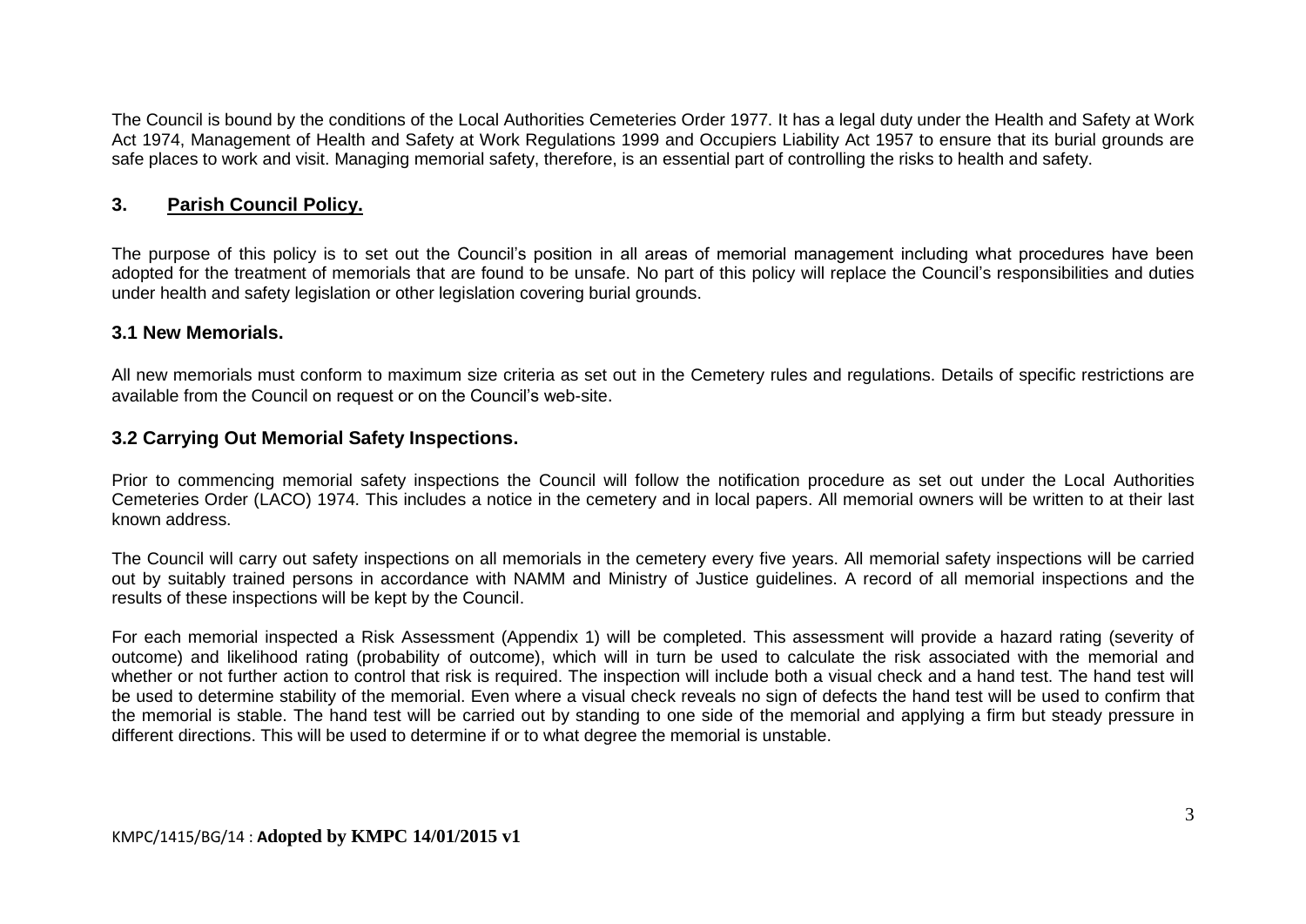The Council is bound by the conditions of the Local Authorities Cemeteries Order 1977. It has a legal duty under the Health and Safety at Work Act 1974, Management of Health and Safety at Work Regulations 1999 and Occupiers Liability Act 1957 to ensure that its burial grounds are safe places to work and visit. Managing memorial safety, therefore, is an essential part of controlling the risks to health and safety.

## 3. Parish Council Policy.

The purpose of this policy is to set out the Council's position in all areas of memorial management including what procedures have been adopted for the treatment of memorials that are found to be unsafe. No part of this policy will replace the Council's responsibilities and duties under health and safety legislation or other legislation covering burial grounds.

### 3.1 New Memorials.

All new memorials must conform to maximum size criteria as set out in the Cemetery rules and regulations. Details of specific restrictions are available from the Council on request or on the Council's web-site.

### 3.2 Carrying Out Memorial Safety Inspections.

Prior to commencing memorial safety inspections the Council will follow the notification procedure as set out under the Local Authorities Cemeteries Order (LACO) 1974. This includes a notice in the cemetery and in local papers. All memorial owners will be written to at their last known address.

The Council will carry out safety inspections on all memorials in the cemetery every five years. All memorial safety inspections will be carried out by suitably trained persons in accordance with NAMM and Ministry of Justice guidelines. A record of all memorial inspections and the results of these inspections will be kept by the Council.

For each memorial inspected a Risk Assessment (Appendix 1) will be completed. This assessment will provide a hazard rating (severity of outcome) and likelihood rating (probability of outcome), which will in turn be used to calculate the risk associated with the memorial and whether or not further action to control that risk is required. The inspection will include both a visual check and a hand test. The hand test will be used to determine stability of the memorial. Even where a visual check reveals no sign of defects the hand test will be used to confirm that the memorial is stable. The hand test will be carried out by standing to one side of the memorial and applying a firm but steady pressure in different directions. This will be used to determine if or to what degree the memorial is unstable.

KMPC/1415/BG/14 : **Adopted by KMPC 14/01/2015 v1**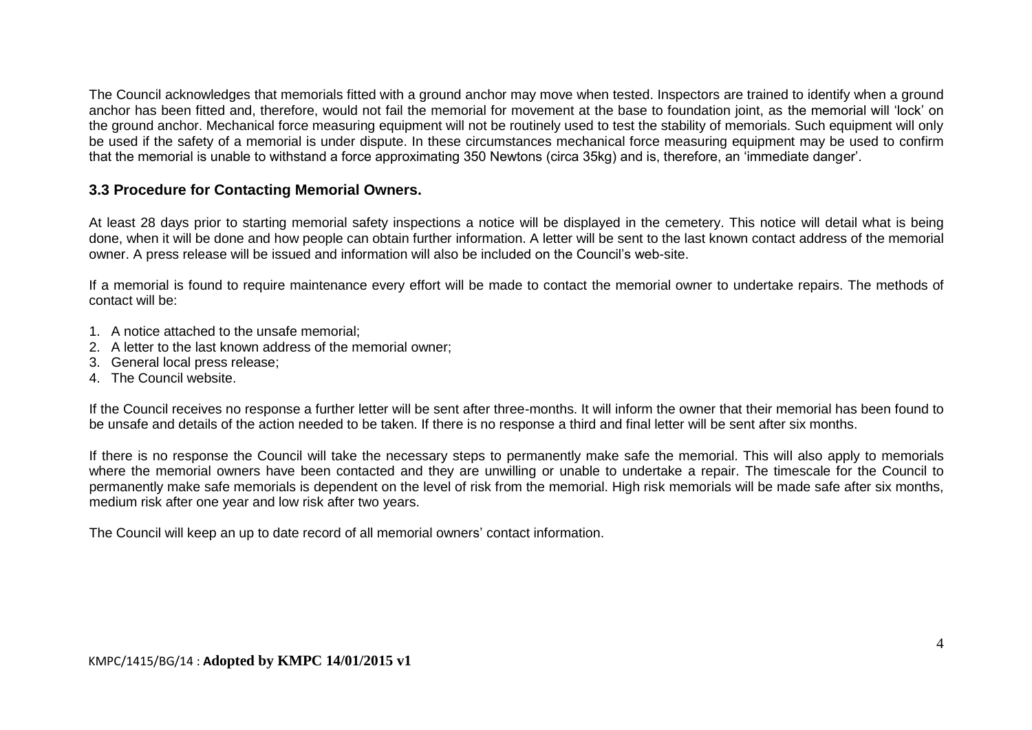The Council acknowledges that memorials fitted with a ground anchor may move when tested. Inspectors are trained to identify when a ground anchor has been fitted and, therefore, would not fail the memorial for movement at the base to foundation joint, as the memorial will 'lock' on the ground anchor. Mechanical force measuring equipment will not be routinely used to test the stability of memorials. Such equipment will only be used if the safety of a memorial is under dispute. In these circumstances mechanical force measuring equipment may be used to confirm that the memorial is unable to withstand a force approximating 350 Newtons (circa 35kg) and is, therefore, an 'immediate danger'.

### 3.3 Procedure for Contacting Memorial Owners.

At least 28 days prior to starting memorial safety inspections a notice will be displayed in the cemetery. This notice will detail what is being done, when it will be done and how people can obtain further information. A letter will be sent to the last known contact address of the memorial owner. A press release will be issued and information will also be included on the Council's web-site.

If a memorial is found to require maintenance every effort will be made to contact the memorial owner to undertake repairs. The methods of contact will be:

1. A notice attached to the unsafe memorial;
2. A letter to the last known address of the memorial owner;
3. General local press release;
4. The Council website.

If the Council receives no response a further letter will be sent after three-months. It will inform the owner that their memorial has been found to be unsafe and details of the action needed to be taken. If there is no response a third and final letter will be sent after six months.

If there is no response the Council will take the necessary steps to permanently make safe the memorial. This will also apply to memorials where the memorial owners have been contacted and they are unwilling or unable to undertake a repair. The timescale for the Council to permanently make safe memorials is dependent on the level of risk from the memorial. High risk memorials will be made safe after six months, medium risk after one year and low risk after two years.

The Council will keep an up to date record of all memorial owners' contact information.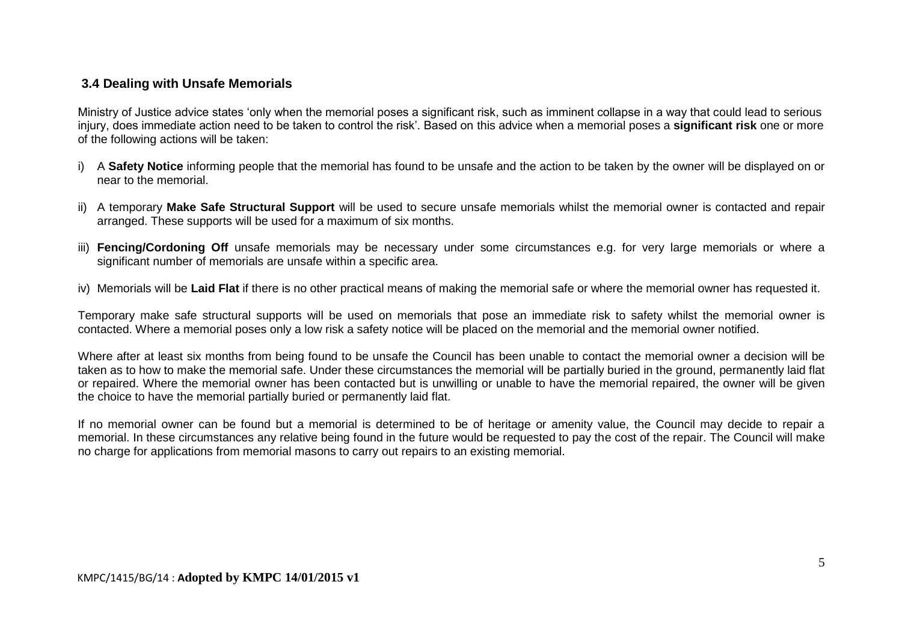### 3.4 Dealing with Unsafe Memorials

Ministry of Justice advice states 'only when the memorial poses a significant risk, such as imminent collapse in a way that could lead to serious injury, does immediate action need to be taken to control the risk'. Based on this advice when a memorial poses a **significant risk** one or more of the following actions will be taken:

i) A **Safety Notice** informing people that the memorial has found to be unsafe and the action to be taken by the owner will be displayed on or near to the memorial.

ii) A temporary **Make Safe Structural Support** will be used to secure unsafe memorials whilst the memorial owner is contacted and repair arranged. These supports will be used for a maximum of six months.

iii) **Fencing/Cordoning Off** unsafe memorials may be necessary under some circumstances e.g. for very large memorials or where a significant number of memorials are unsafe within a specific area.

iv) Memorials will be **Laid Flat** if there is no other practical means of making the memorial safe or where the memorial owner has requested it.

Temporary make safe structural supports will be used on memorials that pose an immediate risk to safety whilst the memorial owner is contacted. Where a memorial poses only a low risk a safety notice will be placed on the memorial and the memorial owner notified.

Where after at least six months from being found to be unsafe the Council has been unable to contact the memorial owner a decision will be taken as to how to make the memorial safe. Under these circumstances the memorial will be partially buried in the ground, permanently laid flat or repaired. Where the memorial owner has been contacted but is unwilling or unable to have the memorial repaired, the owner will be given the choice to have the memorial partially buried or permanently laid flat.

If no memorial owner can be found but a memorial is determined to be of heritage or amenity value, the Council may decide to repair a memorial. In these circumstances any relative being found in the future would be requested to pay the cost of the repair. The Council will make no charge for applications from memorial masons to carry out repairs to an existing memorial.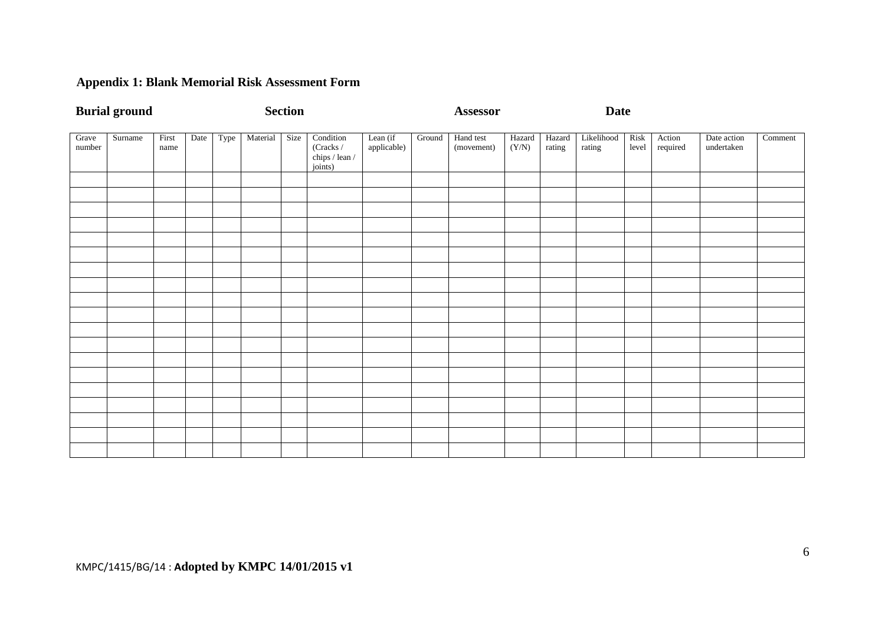## Appendix 1: Blank Memorial Risk Assessment Form

**Burial ground** **Section** **Assessor** **Date**

| Grave number | Surname | First name | Date | Type | Material | Size | Condition (Cracks / chips / lean / joints) | Lean (if applicable) | Ground | Hand test (movement) | Hazard (Y/N) | Hazard rating | Likelihood rating | Risk level | Action required | Date action undertaken | Comment |
|---|---|---|---|---|---|---|---|---|---|---|---|---|---|---|---|---|---|
| | | | | | | | | | | | | | | | | | |
| | | | | | | | | | | | | | | | | | |
| | | | | | | | | | | | | | | | | | |
| | | | | | | | | | | | | | | | | | |
| | | | | | | | | | | | | | | | | | |
| | | | | | | | | | | | | | | | | | |
| | | | | | | | | | | | | | | | | | |
| | | | | | | | | | | | | | | | | | |
| | | | | | | | | | | | | | | | | | |
| | | | | | | | | | | | | | | | | | |
| | | | | | | | | | | | | | | | | | |
| | | | | | | | | | | | | | | | | | |
| | | | | | | | | | | | | | | | | | |
| | | | | | | | | | | | | | | | | | |
| | | | | | | | | | | | | | | | | | |
| | | | | | | | | | | | | | | | | | |
| | | | | | | | | | | | | | | | | | |
| | | | | | | | | | | | | | | | | | |
| | | | | | | | | | | | | | | | | | |

KMPC/1415/BG/14 : **Adopted by KMPC 14/01/2015 v1**